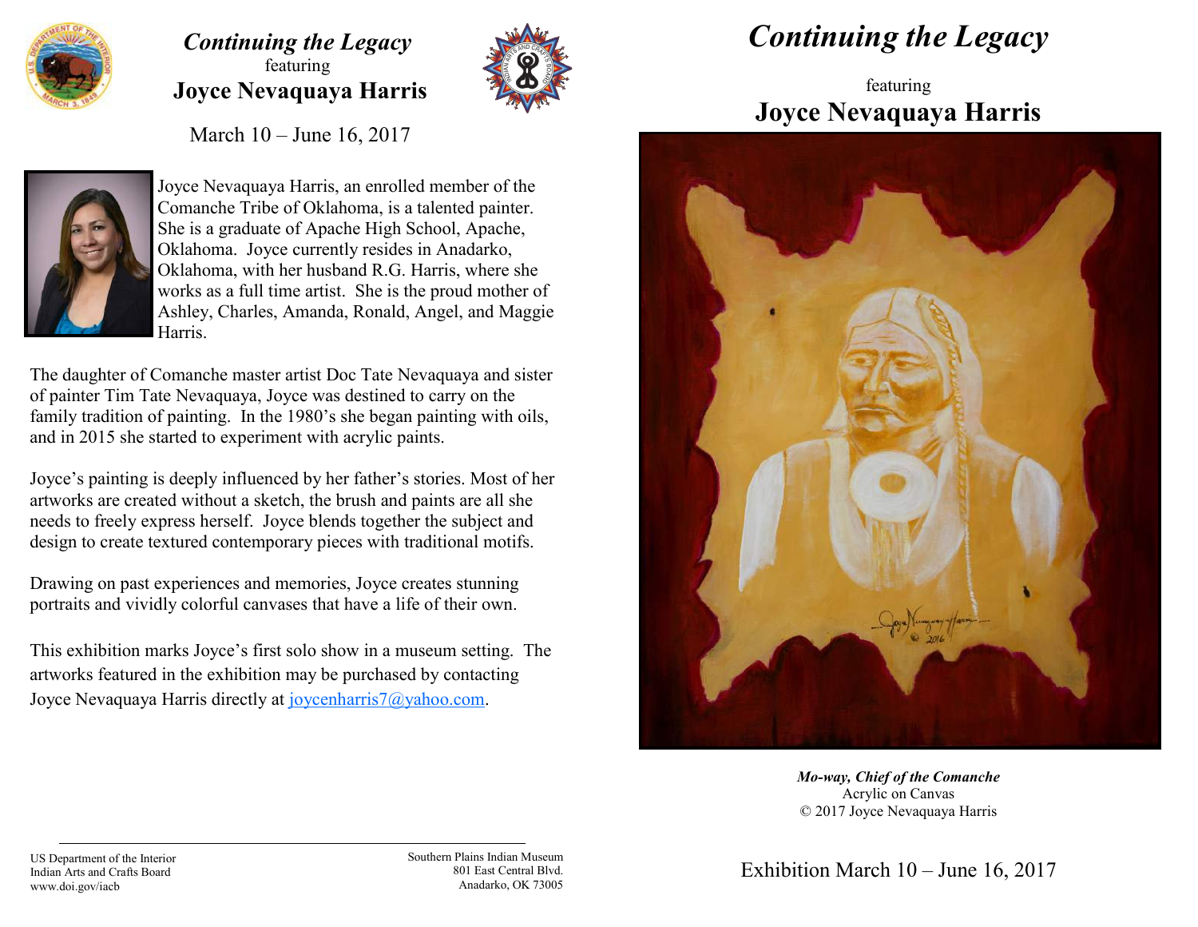# *Continuing the Legacy*

featuring

## Joyce Nevaquaya Harris

March 10 – June 16, 2017

Joyce Nevaquaya Harris, an enrolled member of the Comanche Tribe of Oklahoma, is a talented painter. She is a graduate of Apache High School, Apache, Oklahoma. Joyce currently resides in Anadarko, Oklahoma, with her husband R.G. Harris, where she works as a full time artist. She is the proud mother of Ashley, Charles, Amanda, Ronald, Angel, and Maggie Harris.

The daughter of Comanche master artist Doc Tate Nevaquaya and sister of painter Tim Tate Nevaquaya, Joyce was destined to carry on the family tradition of painting. In the 1980's she began painting with oils, and in 2015 she started to experiment with acrylic paints.

Joyce's painting is deeply influenced by her father's stories. Most of her artworks are created without a sketch, the brush and paints are all she needs to freely express herself. Joyce blends together the subject and design to create textured contemporary pieces with traditional motifs.

Drawing on past experiences and memories, Joyce creates stunning portraits and vividly colorful canvases that have a life of their own.

This exhibition marks Joyce's first solo show in a museum setting. The artworks featured in the exhibition may be purchased by contacting Joyce Nevaquaya Harris directly at joycenharris7@yahoo.com.

US Department of the Interior
Indian Arts and Crafts Board
www.doi.gov/iacb

Southern Plains Indian Museum
801 East Central Blvd.
Anadarko, OK 73005

# *Continuing the Legacy*

featuring

## Joyce Nevaquaya Harris

***Mo-way, Chief of the Comanche***
Acrylic on Canvas
© 2017 Joyce Nevaquaya Harris

Exhibition March 10 – June 16, 2017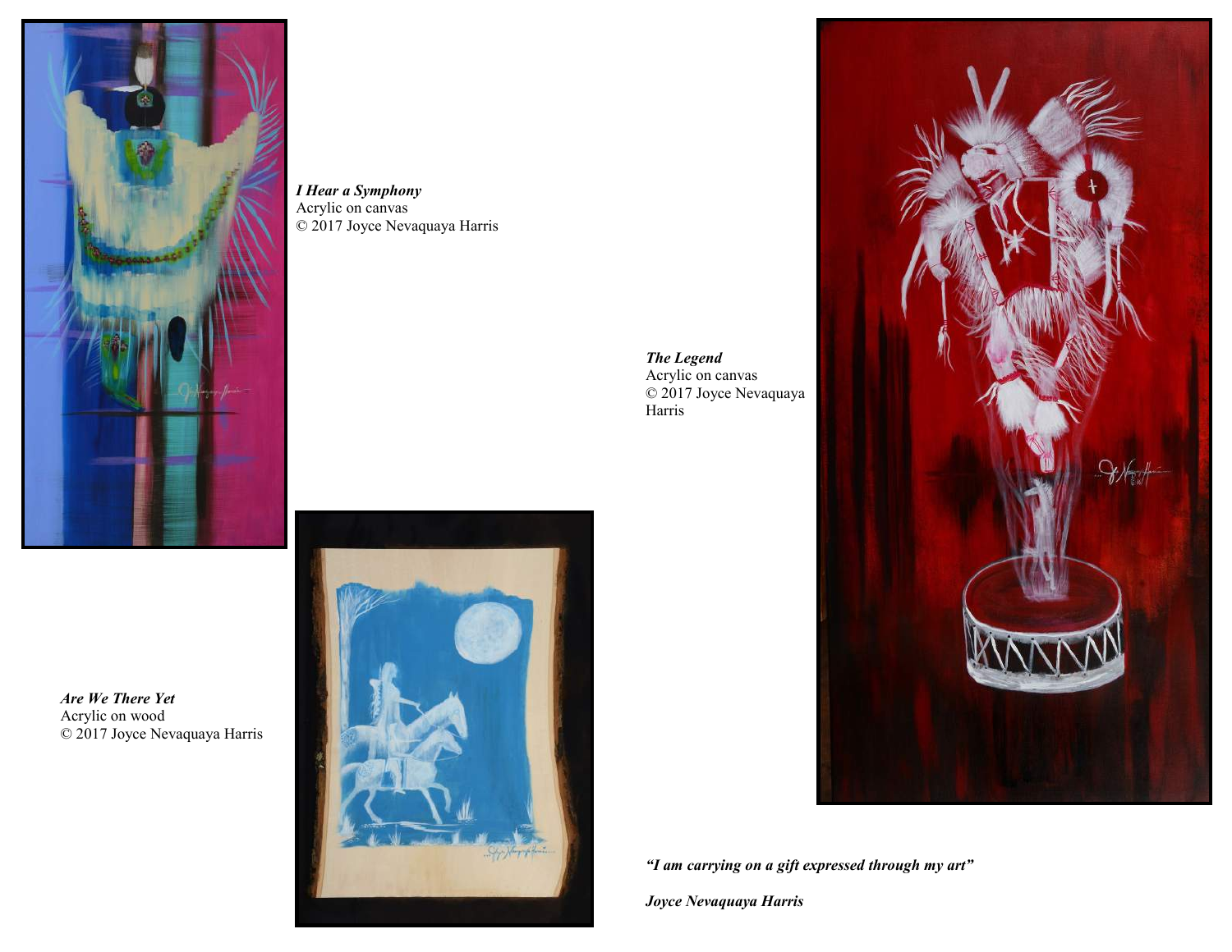***I Hear a Symphony***
Acrylic on canvas
© 2017 Joyce Nevaquaya Harris

***The Legend***
Acrylic on canvas
© 2017 Joyce Nevaquaya Harris

***Are We There Yet***
Acrylic on wood
© 2017 Joyce Nevaquaya Harris

***"I am carrying on a gift expressed through my art"***

***Joyce Nevaquaya Harris***